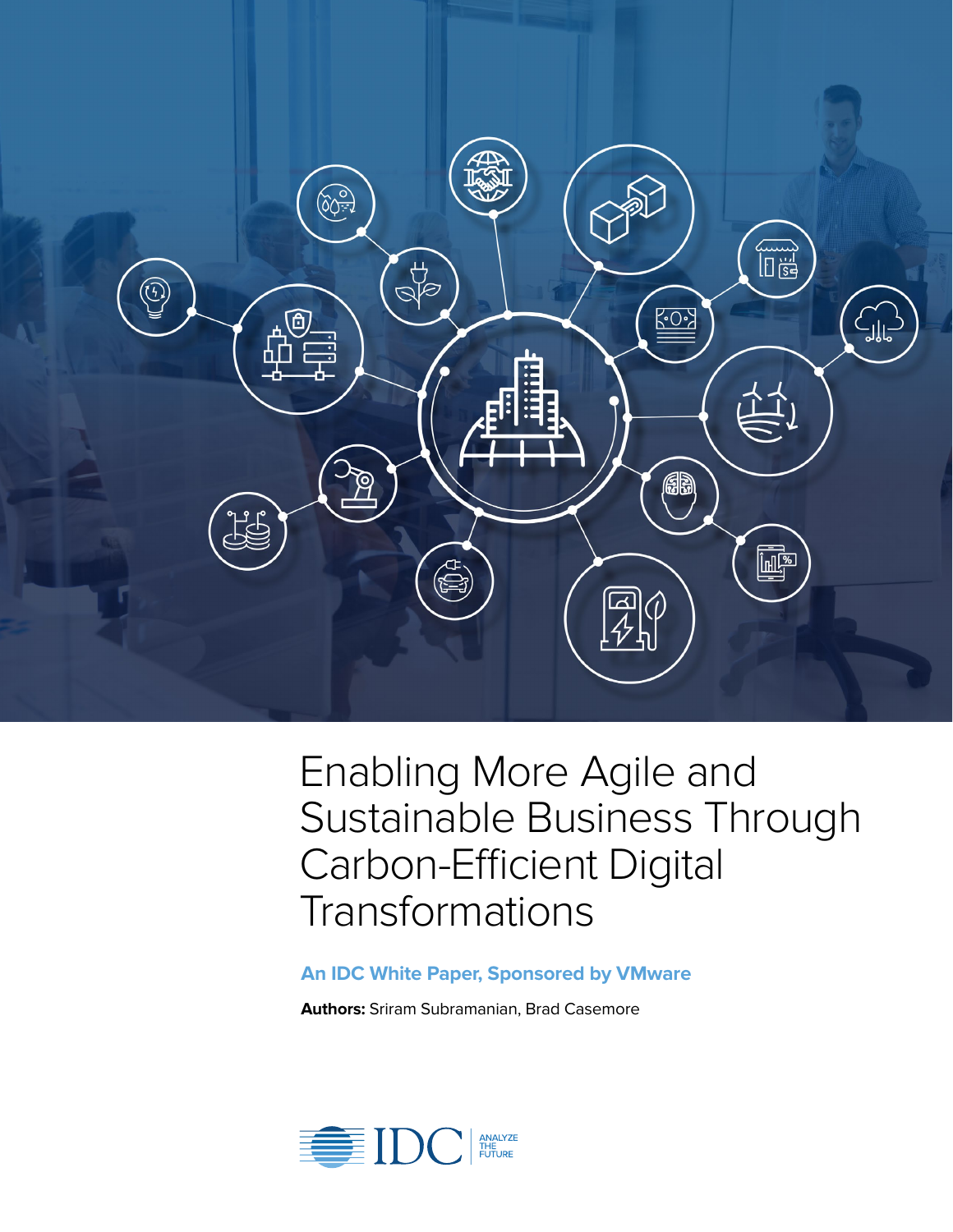# Enabling More Agile and Sustainable Business Through Carbon-Efficient Digital Transformations

**An IDC White Paper, Sponsored by VMware**

**Authors:** Sriram Subramanian, Brad Casemore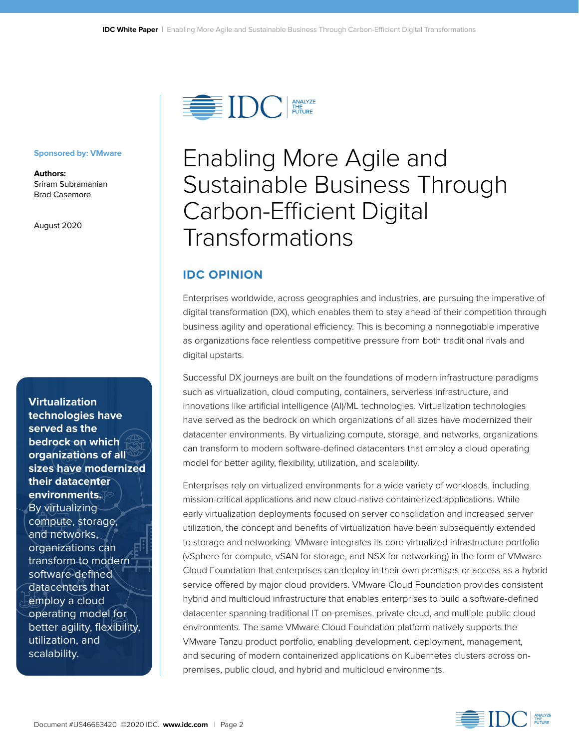Sponsored by: VMware

**Authors:**
Sriram Subramanian
Brad Casemore

August 2020

# Enabling More Agile and Sustainable Business Through Carbon-Efficient Digital Transformations

## IDC OPINION

Enterprises worldwide, across geographies and industries, are pursuing the imperative of digital transformation (DX), which enables them to stay ahead of their competition through business agility and operational efficiency. This is becoming a nonnegotiable imperative as organizations face relentless competitive pressure from both traditional rivals and digital upstarts.

Successful DX journeys are built on the foundations of modern infrastructure paradigms such as virtualization, cloud computing, containers, serverless infrastructure, and innovations like artificial intelligence (AI)/ML technologies. Virtualization technologies have served as the bedrock on which organizations of all sizes have modernized their datacenter environments. By virtualizing compute, storage, and networks, organizations can transform to modern software-defined datacenters that employ a cloud operating model for better agility, flexibility, utilization, and scalability.

**Virtualization technologies have served as the bedrock on which organizations of all sizes have modernized their datacenter environments.** By virtualizing compute, storage, and networks, organizations can transform to modern software-defined datacenters that employ a cloud operating model for better agility, flexibility, utilization, and scalability.

Enterprises rely on virtualized environments for a wide variety of workloads, including mission-critical applications and new cloud-native containerized applications. While early virtualization deployments focused on server consolidation and increased server utilization, the concept and benefits of virtualization have been subsequently extended to storage and networking. VMware integrates its core virtualized infrastructure portfolio (vSphere for compute, vSAN for storage, and NSX for networking) in the form of VMware Cloud Foundation that enterprises can deploy in their own premises or access as a hybrid service offered by major cloud providers. VMware Cloud Foundation provides consistent hybrid and multicloud infrastructure that enables enterprises to build a software-defined datacenter spanning traditional IT on-premises, private cloud, and multiple public cloud environments. The same VMware Cloud Foundation platform natively supports the VMware Tanzu product portfolio, enabling development, deployment, management, and securing of modern containerized applications on Kubernetes clusters across on-premises, public cloud, and hybrid and multicloud environments.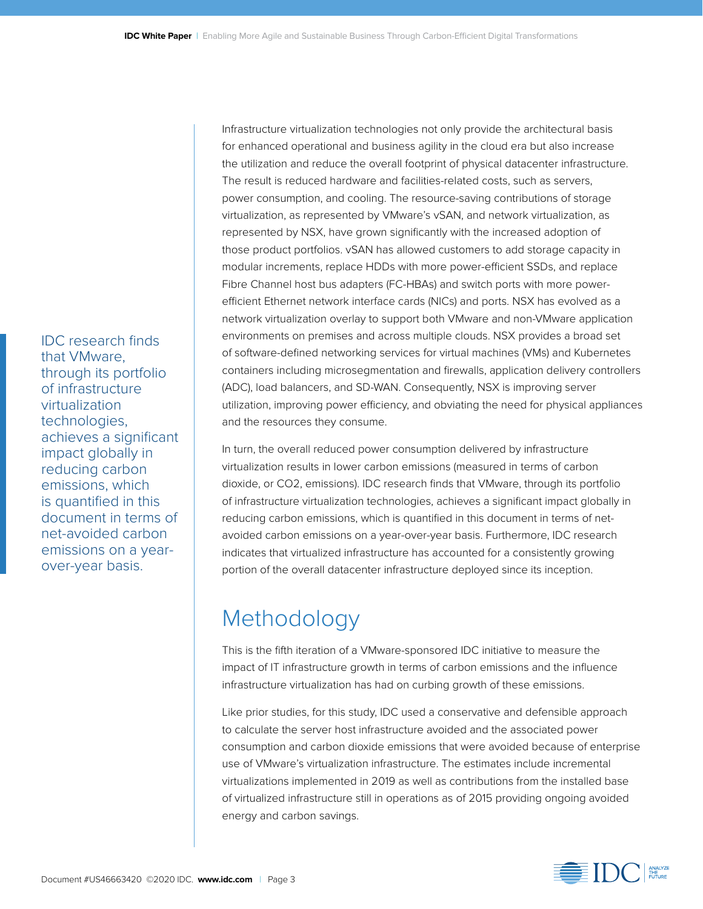> IDC research finds that VMware, through its portfolio of infrastructure virtualization technologies, achieves a significant impact globally in reducing carbon emissions, which is quantified in this document in terms of net-avoided carbon emissions on a year-over-year basis.

Infrastructure virtualization technologies not only provide the architectural basis for enhanced operational and business agility in the cloud era but also increase the utilization and reduce the overall footprint of physical datacenter infrastructure. The result is reduced hardware and facilities-related costs, such as servers, power consumption, and cooling. The resource-saving contributions of storage virtualization, as represented by VMware's vSAN, and network virtualization, as represented by NSX, have grown significantly with the increased adoption of those product portfolios. vSAN has allowed customers to add storage capacity in modular increments, replace HDDs with more power-efficient SSDs, and replace Fibre Channel host bus adapters (FC-HBAs) and switch ports with more power-efficient Ethernet network interface cards (NICs) and ports. NSX has evolved as a network virtualization overlay to support both VMware and non-VMware application environments on premises and across multiple clouds. NSX provides a broad set of software-defined networking services for virtual machines (VMs) and Kubernetes containers including microsegmentation and firewalls, application delivery controllers (ADC), load balancers, and SD-WAN. Consequently, NSX is improving server utilization, improving power efficiency, and obviating the need for physical appliances and the resources they consume.

In turn, the overall reduced power consumption delivered by infrastructure virtualization results in lower carbon emissions (measured in terms of carbon dioxide, or $CO_2$, emissions). IDC research finds that VMware, through its portfolio of infrastructure virtualization technologies, achieves a significant impact globally in reducing carbon emissions, which is quantified in this document in terms of net-avoided carbon emissions on a year-over-year basis. Furthermore, IDC research indicates that virtualized infrastructure has accounted for a consistently growing portion of the overall datacenter infrastructure deployed since its inception.

# Methodology

This is the fifth iteration of a VMware-sponsored IDC initiative to measure the impact of IT infrastructure growth in terms of carbon emissions and the influence infrastructure virtualization has had on curbing growth of these emissions.

Like prior studies, for this study, IDC used a conservative and defensible approach to calculate the server host infrastructure avoided and the associated power consumption and carbon dioxide emissions that were avoided because of enterprise use of VMware's virtualization infrastructure. The estimates include incremental virtualizations implemented in 2019 as well as contributions from the installed base of virtualized infrastructure still in operations as of 2015 providing ongoing avoided energy and carbon savings.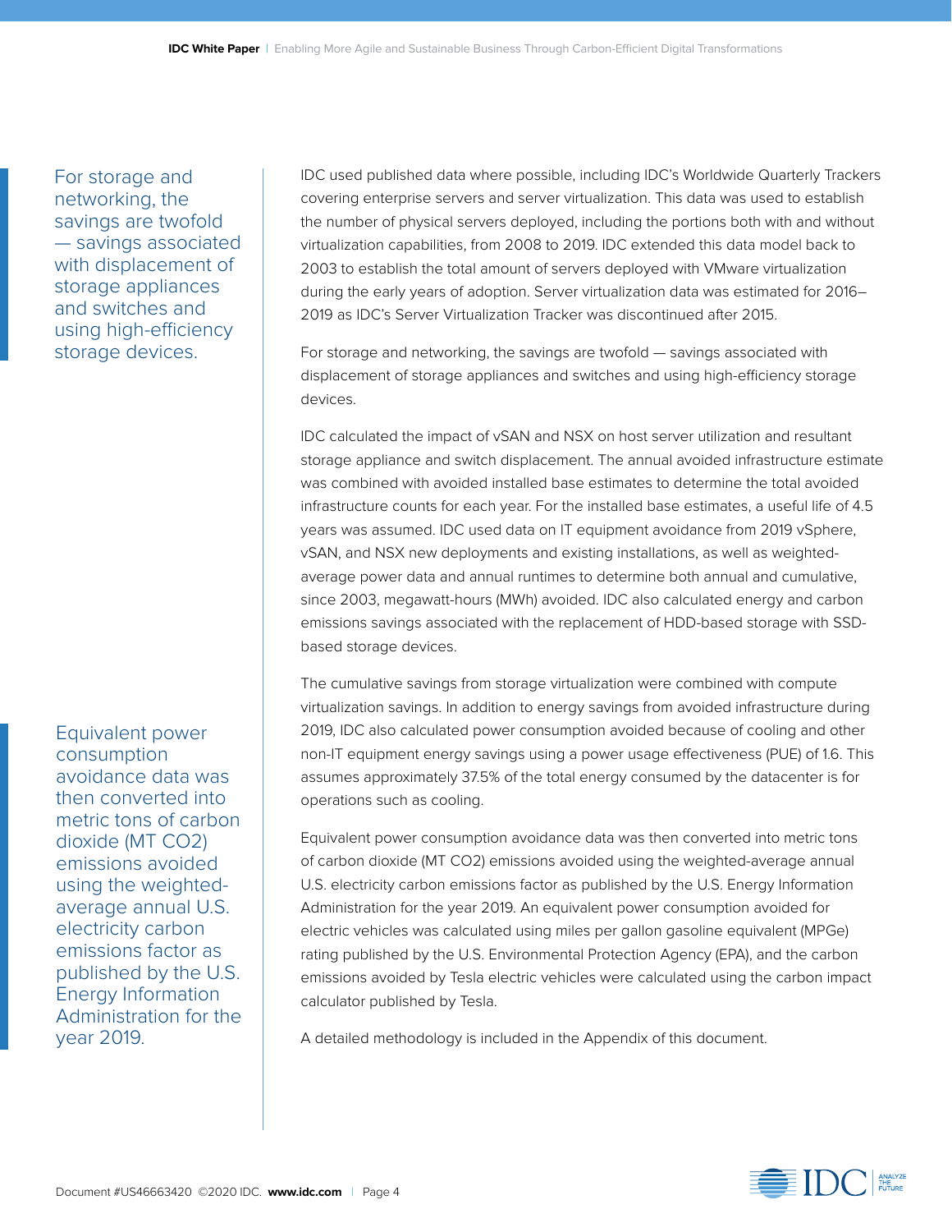> For storage and networking, the savings are twofold — savings associated with displacement of storage appliances and switches and using high-efficiency storage devices.

IDC used published data where possible, including IDC's Worldwide Quarterly Trackers covering enterprise servers and server virtualization. This data was used to establish the number of physical servers deployed, including the portions both with and without virtualization capabilities, from 2008 to 2019. IDC extended this data model back to 2003 to establish the total amount of servers deployed with VMware virtualization during the early years of adoption. Server virtualization data was estimated for 2016–2019 as IDC's Server Virtualization Tracker was discontinued after 2015.

For storage and networking, the savings are twofold — savings associated with displacement of storage appliances and switches and using high-efficiency storage devices.

IDC calculated the impact of vSAN and NSX on host server utilization and resultant storage appliance and switch displacement. The annual avoided infrastructure estimate was combined with avoided installed base estimates to determine the total avoided infrastructure counts for each year. For the installed base estimates, a useful life of 4.5 years was assumed. IDC used data on IT equipment avoidance from 2019 vSphere, vSAN, and NSX new deployments and existing installations, as well as weighted-average power data and annual runtimes to determine both annual and cumulative, since 2003, megawatt-hours (MWh) avoided. IDC also calculated energy and carbon emissions savings associated with the replacement of HDD-based storage with SSD-based storage devices.

The cumulative savings from storage virtualization were combined with compute virtualization savings. In addition to energy savings from avoided infrastructure during 2019, IDC also calculated power consumption avoided because of cooling and other non-IT equipment energy savings using a power usage effectiveness (PUE) of 1.6. This assumes approximately 37.5% of the total energy consumed by the datacenter is for operations such as cooling.

> Equivalent power consumption avoidance data was then converted into metric tons of carbon dioxide (MT $CO_2$) emissions avoided using the weighted-average annual U.S. electricity carbon emissions factor as published by the U.S. Energy Information Administration for the year 2019.

Equivalent power consumption avoidance data was then converted into metric tons of carbon dioxide (MT $CO_2$) emissions avoided using the weighted-average annual U.S. electricity carbon emissions factor as published by the U.S. Energy Information Administration for the year 2019. An equivalent power consumption avoided for electric vehicles was calculated using miles per gallon gasoline equivalent (MPGe) rating published by the U.S. Environmental Protection Agency (EPA), and the carbon emissions avoided by Tesla electric vehicles were calculated using the carbon impact calculator published by Tesla.

A detailed methodology is included in the Appendix of this document.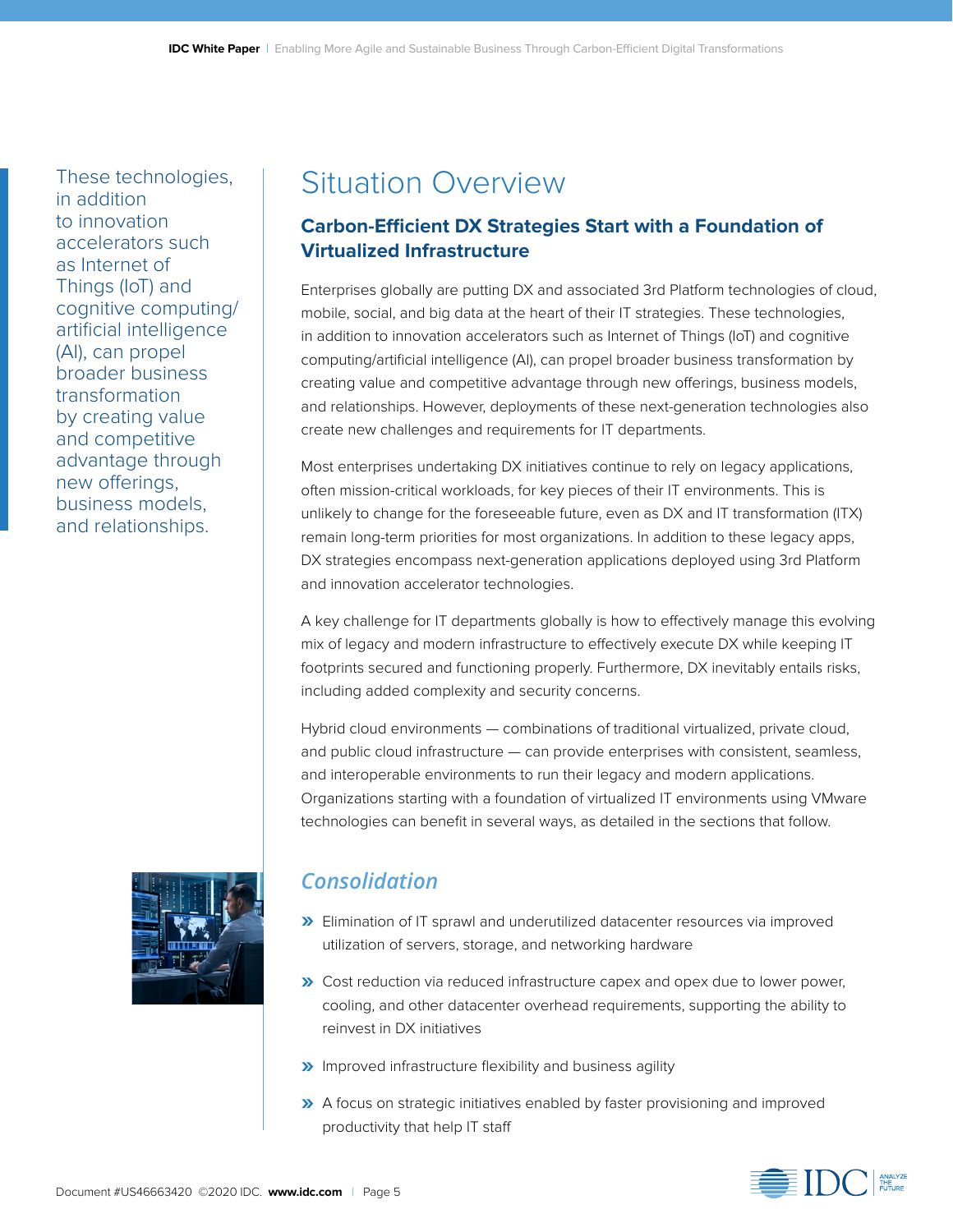These technologies, in addition to innovation accelerators such as Internet of Things (IoT) and cognitive computing/artificial intelligence (AI), can propel broader business transformation by creating value and competitive advantage through new offerings, business models, and relationships.

# Situation Overview

## Carbon-Efficient DX Strategies Start with a Foundation of Virtualized Infrastructure

Enterprises globally are putting DX and associated 3rd Platform technologies of cloud, mobile, social, and big data at the heart of their IT strategies. These technologies, in addition to innovation accelerators such as Internet of Things (IoT) and cognitive computing/artificial intelligence (AI), can propel broader business transformation by creating value and competitive advantage through new offerings, business models, and relationships. However, deployments of these next-generation technologies also create new challenges and requirements for IT departments.

Most enterprises undertaking DX initiatives continue to rely on legacy applications, often mission-critical workloads, for key pieces of their IT environments. This is unlikely to change for the foreseeable future, even as DX and IT transformation (ITX) remain long-term priorities for most organizations. In addition to these legacy apps, DX strategies encompass next-generation applications deployed using 3rd Platform and innovation accelerator technologies.

A key challenge for IT departments globally is how to effectively manage this evolving mix of legacy and modern infrastructure to effectively execute DX while keeping IT footprints secured and functioning properly. Furthermore, DX inevitably entails risks, including added complexity and security concerns.

Hybrid cloud environments — combinations of traditional virtualized, private cloud, and public cloud infrastructure — can provide enterprises with consistent, seamless, and interoperable environments to run their legacy and modern applications. Organizations starting with a foundation of virtualized IT environments using VMware technologies can benefit in several ways, as detailed in the sections that follow.

### *Consolidation*

- Elimination of IT sprawl and underutilized datacenter resources via improved utilization of servers, storage, and networking hardware
- Cost reduction via reduced infrastructure capex and opex due to lower power, cooling, and other datacenter overhead requirements, supporting the ability to reinvest in DX initiatives
- Improved infrastructure flexibility and business agility
- A focus on strategic initiatives enabled by faster provisioning and improved productivity that help IT staff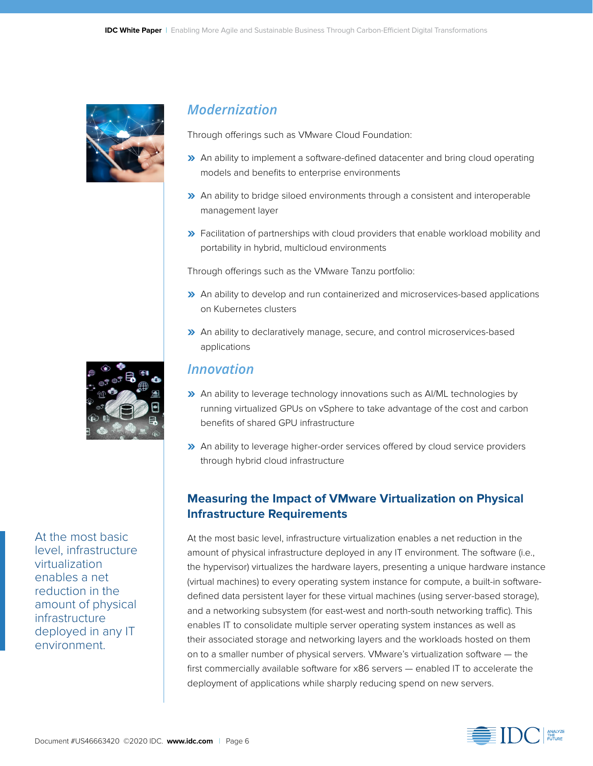### *Modernization*

Through offerings such as VMware Cloud Foundation:

- An ability to implement a software-defined datacenter and bring cloud operating models and benefits to enterprise environments
- An ability to bridge siloed environments through a consistent and interoperable management layer
- Facilitation of partnerships with cloud providers that enable workload mobility and portability in hybrid, multicloud environments

Through offerings such as the VMware Tanzu portfolio:

- An ability to develop and run containerized and microservices-based applications on Kubernetes clusters
- An ability to declaratively manage, secure, and control microservices-based applications

### *Innovation*

- An ability to leverage technology innovations such as AI/ML technologies by running virtualized GPUs on vSphere to take advantage of the cost and carbon benefits of shared GPU infrastructure
- An ability to leverage higher-order services offered by cloud service providers through hybrid cloud infrastructure

## Measuring the Impact of VMware Virtualization on Physical Infrastructure Requirements

At the most basic level, infrastructure virtualization enables a net reduction in the amount of physical infrastructure deployed in any IT environment.

At the most basic level, infrastructure virtualization enables a net reduction in the amount of physical infrastructure deployed in any IT environment. The software (i.e., the hypervisor) virtualizes the hardware layers, presenting a unique hardware instance (virtual machines) to every operating system instance for compute, a built-in software-defined data persistent layer for these virtual machines (using server-based storage), and a networking subsystem (for east-west and north-south networking traffic). This enables IT to consolidate multiple server operating system instances as well as their associated storage and networking layers and the workloads hosted on them on to a smaller number of physical servers. VMware's virtualization software — the first commercially available software for x86 servers — enabled IT to accelerate the deployment of applications while sharply reducing spend on new servers.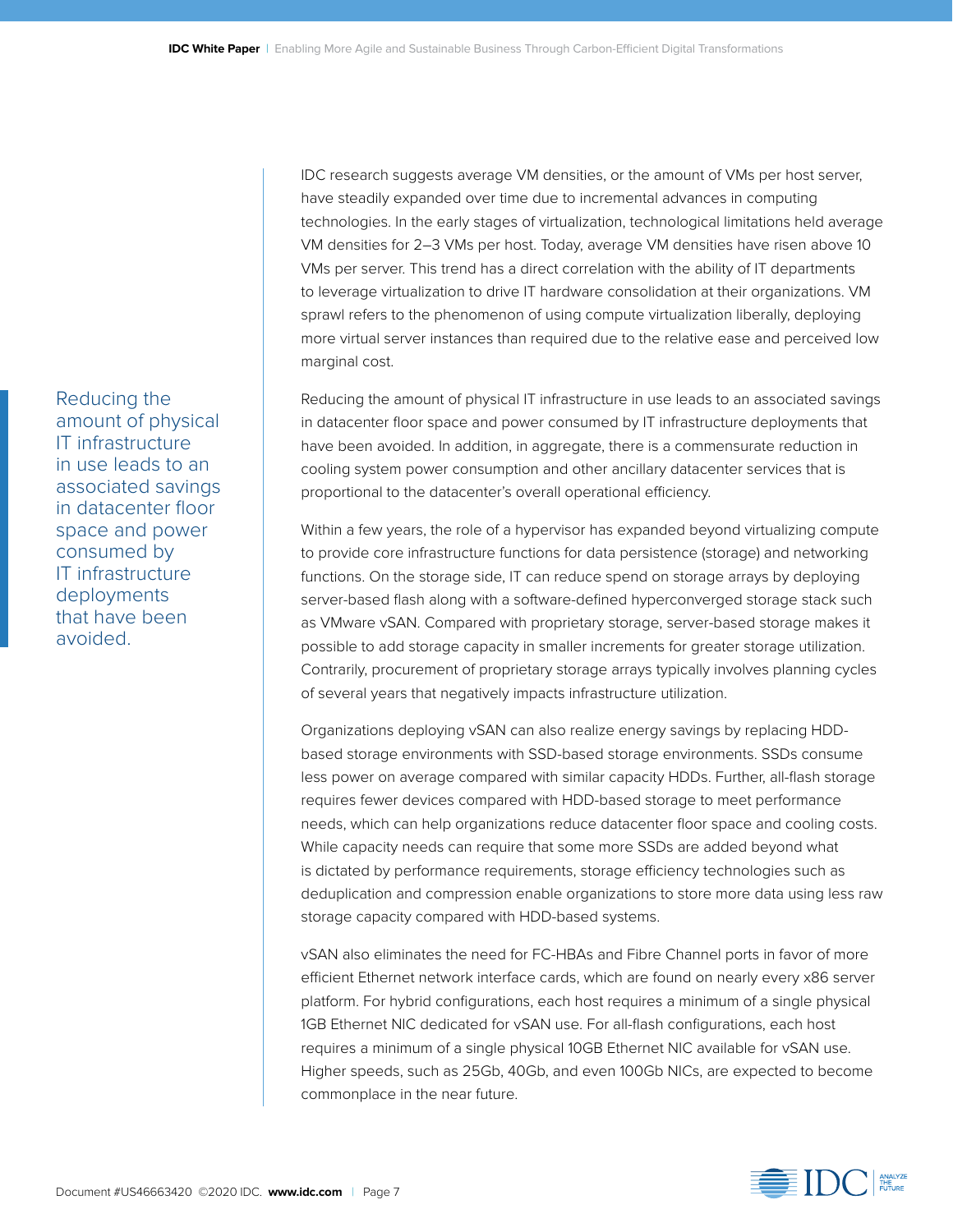IDC research suggests average VM densities, or the amount of VMs per host server, have steadily expanded over time due to incremental advances in computing technologies. In the early stages of virtualization, technological limitations held average VM densities for 2–3 VMs per host. Today, average VM densities have risen above 10 VMs per server. This trend has a direct correlation with the ability of IT departments to leverage virtualization to drive IT hardware consolidation at their organizations. VM sprawl refers to the phenomenon of using compute virtualization liberally, deploying more virtual server instances than required due to the relative ease and perceived low marginal cost.

> Reducing the amount of physical IT infrastructure in use leads to an associated savings in datacenter floor space and power consumed by IT infrastructure deployments that have been avoided.

Reducing the amount of physical IT infrastructure in use leads to an associated savings in datacenter floor space and power consumed by IT infrastructure deployments that have been avoided. In addition, in aggregate, there is a commensurate reduction in cooling system power consumption and other ancillary datacenter services that is proportional to the datacenter's overall operational efficiency.

Within a few years, the role of a hypervisor has expanded beyond virtualizing compute to provide core infrastructure functions for data persistence (storage) and networking functions. On the storage side, IT can reduce spend on storage arrays by deploying server-based flash along with a software-defined hyperconverged storage stack such as VMware vSAN. Compared with proprietary storage, server-based storage makes it possible to add storage capacity in smaller increments for greater storage utilization. Contrarily, procurement of proprietary storage arrays typically involves planning cycles of several years that negatively impacts infrastructure utilization.

Organizations deploying vSAN can also realize energy savings by replacing HDD-based storage environments with SSD-based storage environments. SSDs consume less power on average compared with similar capacity HDDs. Further, all-flash storage requires fewer devices compared with HDD-based storage to meet performance needs, which can help organizations reduce datacenter floor space and cooling costs. While capacity needs can require that some more SSDs are added beyond what is dictated by performance requirements, storage efficiency technologies such as deduplication and compression enable organizations to store more data using less raw storage capacity compared with HDD-based systems.

vSAN also eliminates the need for FC-HBAs and Fibre Channel ports in favor of more efficient Ethernet network interface cards, which are found on nearly every x86 server platform. For hybrid configurations, each host requires a minimum of a single physical 1GB Ethernet NIC dedicated for vSAN use. For all-flash configurations, each host requires a minimum of a single physical 10GB Ethernet NIC available for vSAN use. Higher speeds, such as 25Gb, 40Gb, and even 100Gb NICs, are expected to become commonplace in the near future.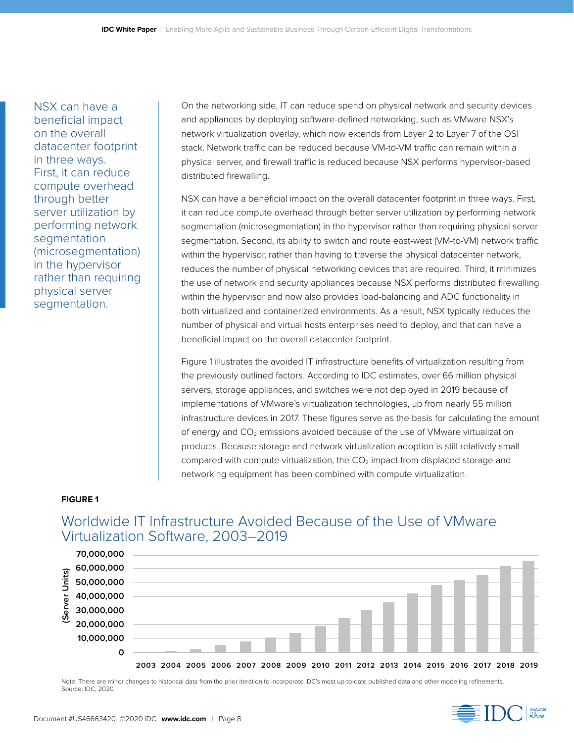NSX can have a beneficial impact on the overall datacenter footprint in three ways. First, it can reduce compute overhead through better server utilization by performing network segmentation (microsegmentation) in the hypervisor rather than requiring physical server segmentation.

On the networking side, IT can reduce spend on physical network and security devices and appliances by deploying software-defined networking, such as VMware NSX's network virtualization overlay, which now extends from Layer 2 to Layer 7 of the OSI stack. Network traffic can be reduced because VM-to-VM traffic can remain within a physical server, and firewall traffic is reduced because NSX performs hypervisor-based distributed firewalling.

NSX can have a beneficial impact on the overall datacenter footprint in three ways. First, it can reduce compute overhead through better server utilization by performing network segmentation (microsegmentation) in the hypervisor rather than requiring physical server segmentation. Second, its ability to switch and route east-west (VM-to-VM) network traffic within the hypervisor, rather than having to traverse the physical datacenter network, reduces the number of physical networking devices that are required. Third, it minimizes the use of network and security appliances because NSX performs distributed firewalling within the hypervisor and now also provides load-balancing and ADC functionality in both virtualized and containerized environments. As a result, NSX typically reduces the number of physical and virtual hosts enterprises need to deploy, and that can have a beneficial impact on the overall datacenter footprint.

Figure 1 illustrates the avoided IT infrastructure benefits of virtualization resulting from the previously outlined factors. According to IDC estimates, over 66 million physical servers, storage appliances, and switches were not deployed in 2019 because of implementations of VMware's virtualization technologies, up from nearly 55 million infrastructure devices in 2017. These figures serve as the basis for calculating the amount of energy and $CO_2$ emissions avoided because of the use of VMware virtualization products. Because storage and network virtualization adoption is still relatively small compared with compute virtualization, the $CO_2$ impact from displaced storage and networking equipment has been combined with compute virtualization.

**FIGURE 1**

## Worldwide IT Infrastructure Avoided Because of the Use of VMware Virtualization Software, 2003–2019

Note: There are minor changes to historical data from the prior iteration to incorporate IDC's most up-to-date published data and other modeling refinements.
Source: IDC, 2020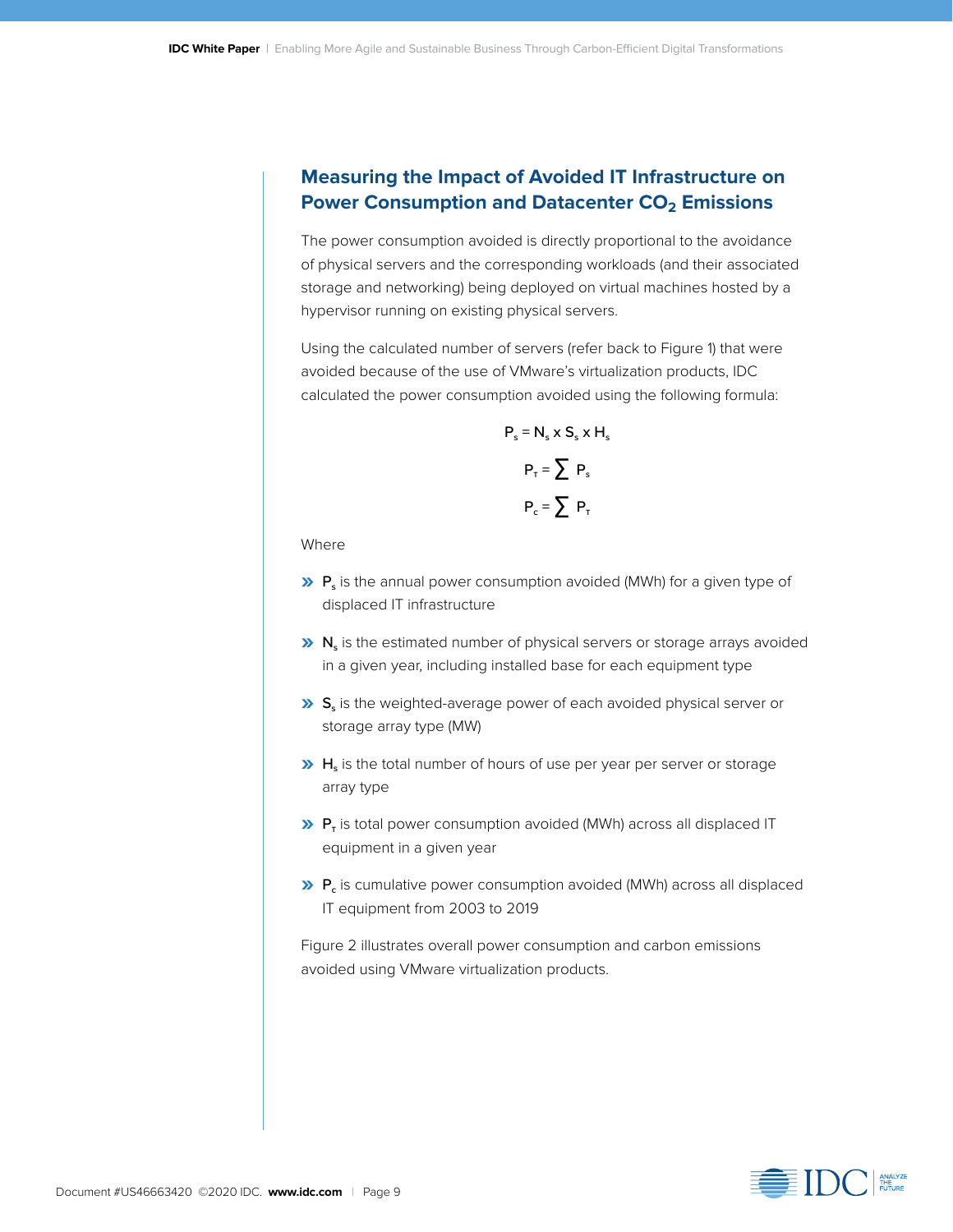## Measuring the Impact of Avoided IT Infrastructure on Power Consumption and Datacenter $CO_2$ Emissions

The power consumption avoided is directly proportional to the avoidance of physical servers and the corresponding workloads (and their associated storage and networking) being deployed on virtual machines hosted by a hypervisor running on existing physical servers.

Using the calculated number of servers (refer back to Figure 1) that were avoided because of the use of VMware's virtualization products, IDC calculated the power consumption avoided using the following formula:

$$P_s = N_s \times S_s \times H_s$$

$$P_T = \sum P_s$$

$$P_c = \sum P_T$$

Where

- $P_s$ is the annual power consumption avoided (MWh) for a given type of displaced IT infrastructure
- $N_s$ is the estimated number of physical servers or storage arrays avoided in a given year, including installed base for each equipment type
- $S_s$ is the weighted-average power of each avoided physical server or storage array type (MW)
- $H_s$ is the total number of hours of use per year per server or storage array type
- $P_T$ is total power consumption avoided (MWh) across all displaced IT equipment in a given year
- $P_c$ is cumulative power consumption avoided (MWh) across all displaced IT equipment from 2003 to 2019

Figure 2 illustrates overall power consumption and carbon emissions avoided using VMware virtualization products.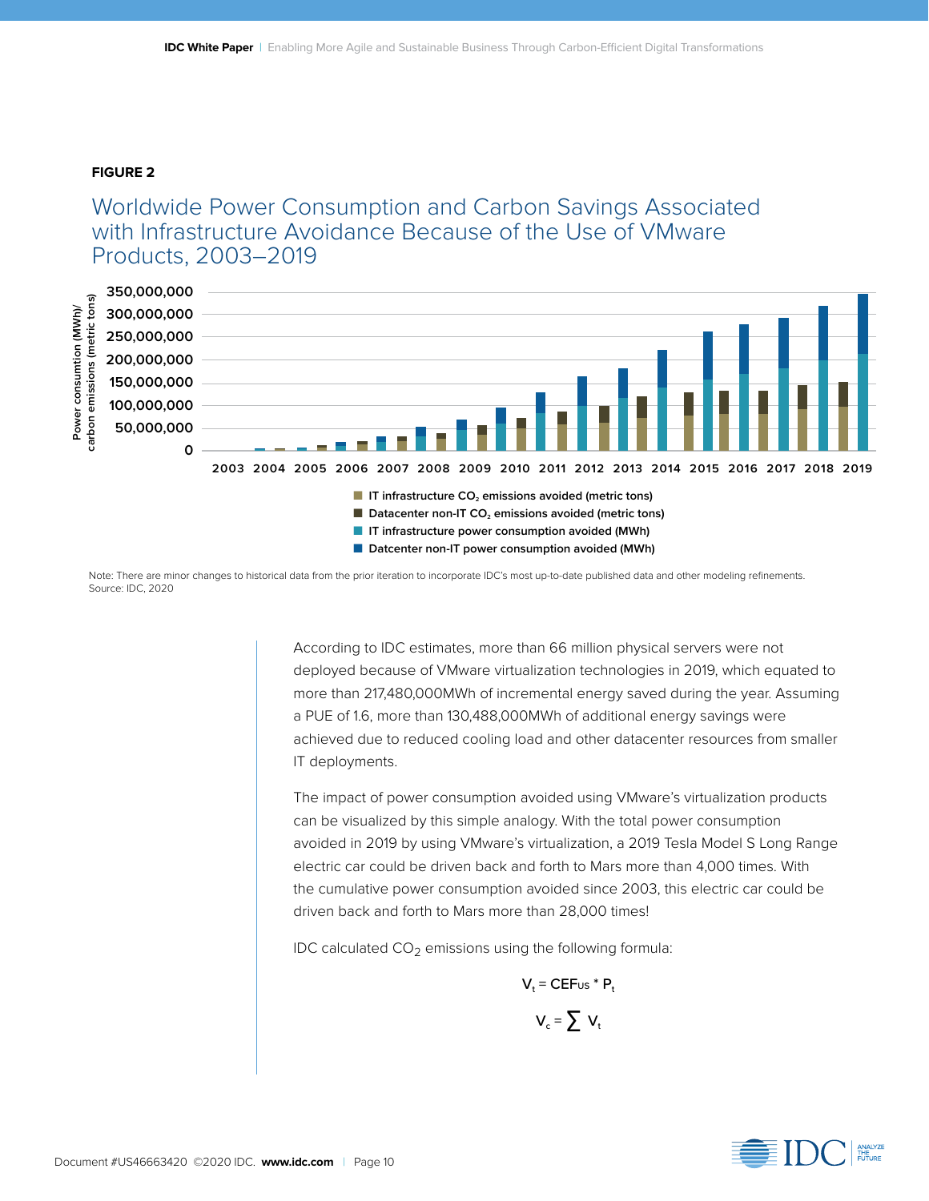**FIGURE 2**

## Worldwide Power Consumption and Carbon Savings Associated with Infrastructure Avoidance Because of the Use of VMware Products, 2003–2019

Power consumtion (MWh)/ carbon emissions (metric tons)

350,000,000
300,000,000
250,000,000
200,000,000
150,000,000
100,000,000
50,000,000
0

2003 2004 2005 2006 2007 2008 2009 2010 2011 2012 2013 2014 2015 2016 2017 2018 2019

- IT infrastructure $CO_2$ emissions avoided (metric tons)
- Datacenter non-IT $CO_2$ emissions avoided (metric tons)
- IT infrastructure power consumption avoided (MWh)
- Datcenter non-IT power consumption avoided (MWh)

Note: There are minor changes to historical data from the prior iteration to incorporate IDC's most up-to-date published data and other modeling refinements.
Source: IDC, 2020

According to IDC estimates, more than 66 million physical servers were not deployed because of VMware virtualization technologies in 2019, which equated to more than 217,480,000MWh of incremental energy saved during the year. Assuming a PUE of 1.6, more than 130,488,000MWh of additional energy savings were achieved due to reduced cooling load and other datacenter resources from smaller IT deployments.

The impact of power consumption avoided using VMware's virtualization products can be visualized by this simple analogy. With the total power consumption avoided in 2019 by using VMware's virtualization, a 2019 Tesla Model S Long Range electric car could be driven back and forth to Mars more than 4,000 times. With the cumulative power consumption avoided since 2003, this electric car could be driven back and forth to Mars more than 28,000 times!

IDC calculated $CO_2$ emissions using the following formula:

$$V_t = CEF_{US} * P_t$$

$$V_c = \sum V_t$$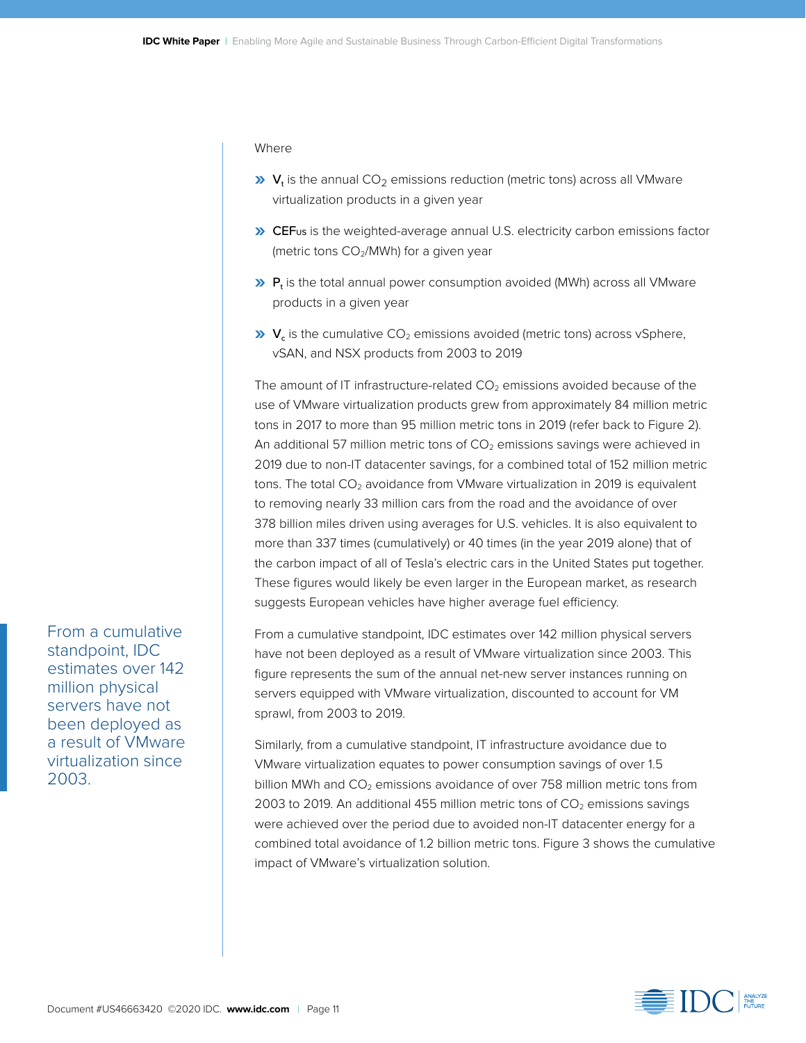Where

- $V_t$ is the annual $CO_2$ emissions reduction (metric tons) across all VMware virtualization products in a given year
- $CEF_{US}$ is the weighted-average annual U.S. electricity carbon emissions factor (metric tons $CO_2$/MWh) for a given year
- $P_t$ is the total annual power consumption avoided (MWh) across all VMware products in a given year
- $V_c$ is the cumulative $CO_2$ emissions avoided (metric tons) across vSphere, vSAN, and NSX products from 2003 to 2019

The amount of IT infrastructure-related $CO_2$ emissions avoided because of the use of VMware virtualization products grew from approximately 84 million metric tons in 2017 to more than 95 million metric tons in 2019 (refer back to Figure 2). An additional 57 million metric tons of $CO_2$ emissions savings were achieved in 2019 due to non-IT datacenter savings, for a combined total of 152 million metric tons. The total $CO_2$ avoidance from VMware virtualization in 2019 is equivalent to removing nearly 33 million cars from the road and the avoidance of over 378 billion miles driven using averages for U.S. vehicles. It is also equivalent to more than 337 times (cumulatively) or 40 times (in the year 2019 alone) that of the carbon impact of all of Tesla's electric cars in the United States put together. These figures would likely be even larger in the European market, as research suggests European vehicles have higher average fuel efficiency.

> From a cumulative standpoint, IDC estimates over 142 million physical servers have not been deployed as a result of VMware virtualization since 2003.

From a cumulative standpoint, IDC estimates over 142 million physical servers have not been deployed as a result of VMware virtualization since 2003. This figure represents the sum of the annual net-new server instances running on servers equipped with VMware virtualization, discounted to account for VM sprawl, from 2003 to 2019.

Similarly, from a cumulative standpoint, IT infrastructure avoidance due to VMware virtualization equates to power consumption savings of over 1.5 billion MWh and $CO_2$ emissions avoidance of over 758 million metric tons from 2003 to 2019. An additional 455 million metric tons of $CO_2$ emissions savings were achieved over the period due to avoided non-IT datacenter energy for a combined total avoidance of 1.2 billion metric tons. Figure 3 shows the cumulative impact of VMware's virtualization solution.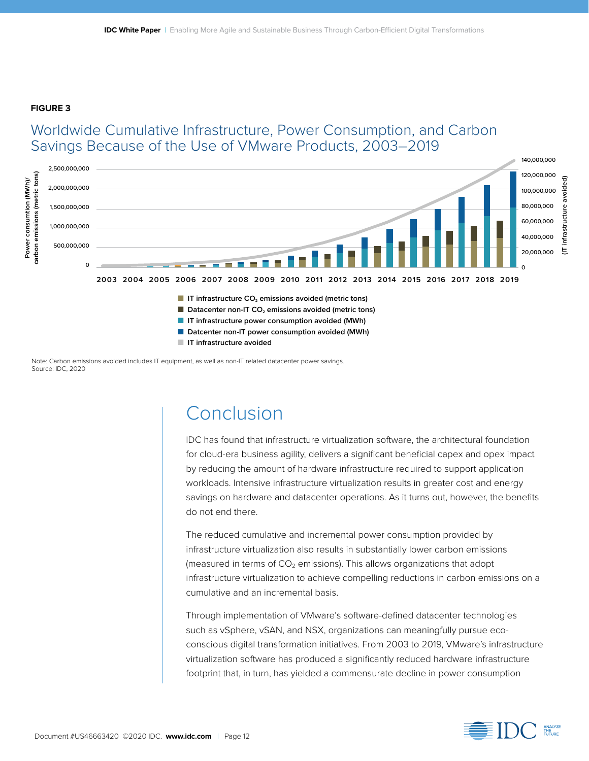**FIGURE 3**

## Worldwide Cumulative Infrastructure, Power Consumption, and Carbon Savings Because of the Use of VMware Products, 2003–2019

Power consumtion (MWh)/ carbon emissions (metric tons)

2,500,000,000
2,000,000,000
1,500,000,000
1,000,000,000
500,000,000
0

(IT infrastructure avoided)

140,000,000
120,000,000
100,000,000
80,000,000
60,000,000
40,000,000
20,000,000
0

2003 2004 2005 2006 2007 2008 2009 2010 2011 2012 2013 2014 2015 2016 2017 2018 2019

- IT infrastructure $CO_2$ emissions avoided (metric tons)
- Datacenter non-IT $CO_2$ emissions avoided (metric tons)
- IT infrastructure power consumption avoided (MWh)
- Datcenter non-IT power consumption avoided (MWh)
- IT infrastructure avoided

Note: Carbon emissions avoided includes IT equipment, as well as non-IT related datacenter power savings.
Source: IDC, 2020

# Conclusion

IDC has found that infrastructure virtualization software, the architectural foundation for cloud-era business agility, delivers a significant beneficial capex and opex impact by reducing the amount of hardware infrastructure required to support application workloads. Intensive infrastructure virtualization results in greater cost and energy savings on hardware and datacenter operations. As it turns out, however, the benefits do not end there.

The reduced cumulative and incremental power consumption provided by infrastructure virtualization also results in substantially lower carbon emissions (measured in terms of $CO_2$ emissions). This allows organizations that adopt infrastructure virtualization to achieve compelling reductions in carbon emissions on a cumulative and an incremental basis.

Through implementation of VMware's software-defined datacenter technologies such as vSphere, vSAN, and NSX, organizations can meaningfully pursue eco-conscious digital transformation initiatives. From 2003 to 2019, VMware's infrastructure virtualization software has produced a significantly reduced hardware infrastructure footprint that, in turn, has yielded a commensurate decline in power consumption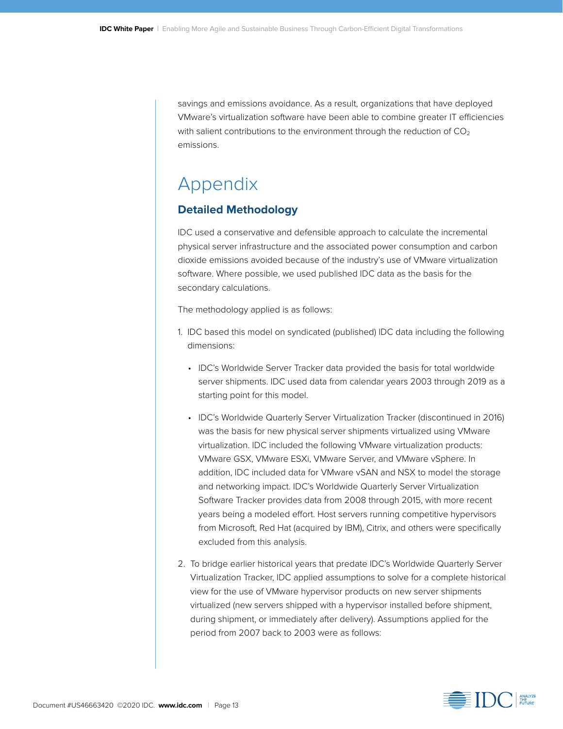savings and emissions avoidance. As a result, organizations that have deployed VMware's virtualization software have been able to combine greater IT efficiencies with salient contributions to the environment through the reduction of $CO_2$ emissions.

# Appendix

## Detailed Methodology

IDC used a conservative and defensible approach to calculate the incremental physical server infrastructure and the associated power consumption and carbon dioxide emissions avoided because of the industry's use of VMware virtualization software. Where possible, we used published IDC data as the basis for the secondary calculations.

The methodology applied is as follows:

1. IDC based this model on syndicated (published) IDC data including the following dimensions:
   - IDC's Worldwide Server Tracker data provided the basis for total worldwide server shipments. IDC used data from calendar years 2003 through 2019 as a starting point for this model.
   - IDC's Worldwide Quarterly Server Virtualization Tracker (discontinued in 2016) was the basis for new physical server shipments virtualized using VMware virtualization. IDC included the following VMware virtualization products: VMware GSX, VMware ESXi, VMware Server, and VMware vSphere. In addition, IDC included data for VMware vSAN and NSX to model the storage and networking impact. IDC's Worldwide Quarterly Server Virtualization Software Tracker provides data from 2008 through 2015, with more recent years being a modeled effort. Host servers running competitive hypervisors from Microsoft, Red Hat (acquired by IBM), Citrix, and others were specifically excluded from this analysis.
2. To bridge earlier historical years that predate IDC's Worldwide Quarterly Server Virtualization Tracker, IDC applied assumptions to solve for a complete historical view for the use of VMware hypervisor products on new server shipments virtualized (new servers shipped with a hypervisor installed before shipment, during shipment, or immediately after delivery). Assumptions applied for the period from 2007 back to 2003 were as follows: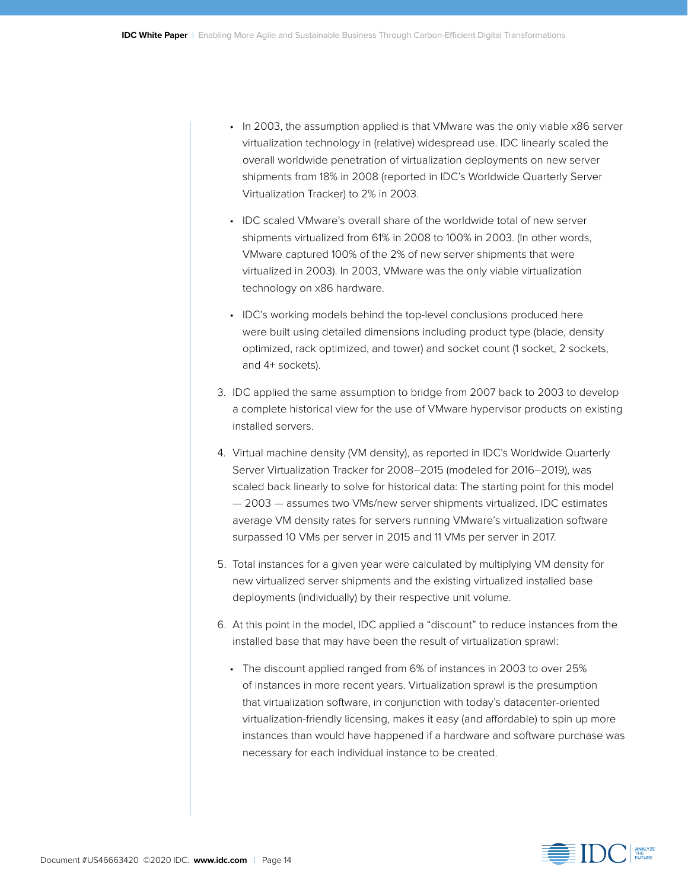- In 2003, the assumption applied is that VMware was the only viable x86 server virtualization technology in (relative) widespread use. IDC linearly scaled the overall worldwide penetration of virtualization deployments on new server shipments from 18% in 2008 (reported in IDC's Worldwide Quarterly Server Virtualization Tracker) to 2% in 2003.
- IDC scaled VMware's overall share of the worldwide total of new server shipments virtualized from 61% in 2008 to 100% in 2003. (In other words, VMware captured 100% of the 2% of new server shipments that were virtualized in 2003). In 2003, VMware was the only viable virtualization technology on x86 hardware.
- IDC's working models behind the top-level conclusions produced here were built using detailed dimensions including product type (blade, density optimized, rack optimized, and tower) and socket count (1 socket, 2 sockets, and 4+ sockets).

3. IDC applied the same assumption to bridge from 2007 back to 2003 to develop a complete historical view for the use of VMware hypervisor products on existing installed servers.
4. Virtual machine density (VM density), as reported in IDC's Worldwide Quarterly Server Virtualization Tracker for 2008–2015 (modeled for 2016–2019), was scaled back linearly to solve for historical data: The starting point for this model — 2003 — assumes two VMs/new server shipments virtualized. IDC estimates average VM density rates for servers running VMware's virtualization software surpassed 10 VMs per server in 2015 and 11 VMs per server in 2017.
5. Total instances for a given year were calculated by multiplying VM density for new virtualized server shipments and the existing virtualized installed base deployments (individually) by their respective unit volume.
6. At this point in the model, IDC applied a "discount" to reduce instances from the installed base that may have been the result of virtualization sprawl:
   - The discount applied ranged from 6% of instances in 2003 to over 25% of instances in more recent years. Virtualization sprawl is the presumption that virtualization software, in conjunction with today's datacenter-oriented virtualization-friendly licensing, makes it easy (and affordable) to spin up more instances than would have happened if a hardware and software purchase was necessary for each individual instance to be created.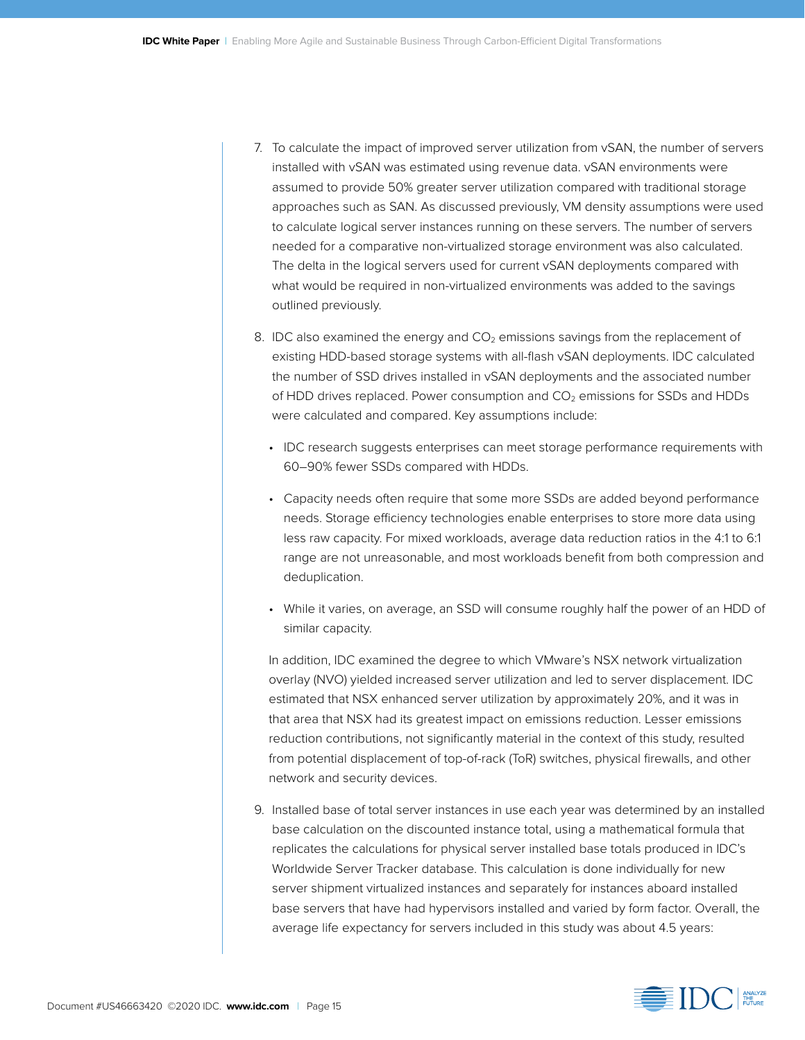7. To calculate the impact of improved server utilization from vSAN, the number of servers installed with vSAN was estimated using revenue data. vSAN environments were assumed to provide 50% greater server utilization compared with traditional storage approaches such as SAN. As discussed previously, VM density assumptions were used to calculate logical server instances running on these servers. The number of servers needed for a comparative non-virtualized storage environment was also calculated. The delta in the logical servers used for current vSAN deployments compared with what would be required in non-virtualized environments was added to the savings outlined previously.

8. IDC also examined the energy and $CO_2$ emissions savings from the replacement of existing HDD-based storage systems with all-flash vSAN deployments. IDC calculated the number of SSD drives installed in vSAN deployments and the associated number of HDD drives replaced. Power consumption and $CO_2$ emissions for SSDs and HDDs were calculated and compared. Key assumptions include:

   - IDC research suggests enterprises can meet storage performance requirements with 60–90% fewer SSDs compared with HDDs.
   - Capacity needs often require that some more SSDs are added beyond performance needs. Storage efficiency technologies enable enterprises to store more data using less raw capacity. For mixed workloads, average data reduction ratios in the 4:1 to 6:1 range are not unreasonable, and most workloads benefit from both compression and deduplication.
   - While it varies, on average, an SSD will consume roughly half the power of an HDD of similar capacity.

   In addition, IDC examined the degree to which VMware's NSX network virtualization overlay (NVO) yielded increased server utilization and led to server displacement. IDC estimated that NSX enhanced server utilization by approximately 20%, and it was in that area that NSX had its greatest impact on emissions reduction. Lesser emissions reduction contributions, not significantly material in the context of this study, resulted from potential displacement of top-of-rack (ToR) switches, physical firewalls, and other network and security devices.

9. Installed base of total server instances in use each year was determined by an installed base calculation on the discounted instance total, using a mathematical formula that replicates the calculations for physical server installed base totals produced in IDC's Worldwide Server Tracker database. This calculation is done individually for new server shipment virtualized instances and separately for instances aboard installed base servers that have had hypervisors installed and varied by form factor. Overall, the average life expectancy for servers included in this study was about 4.5 years: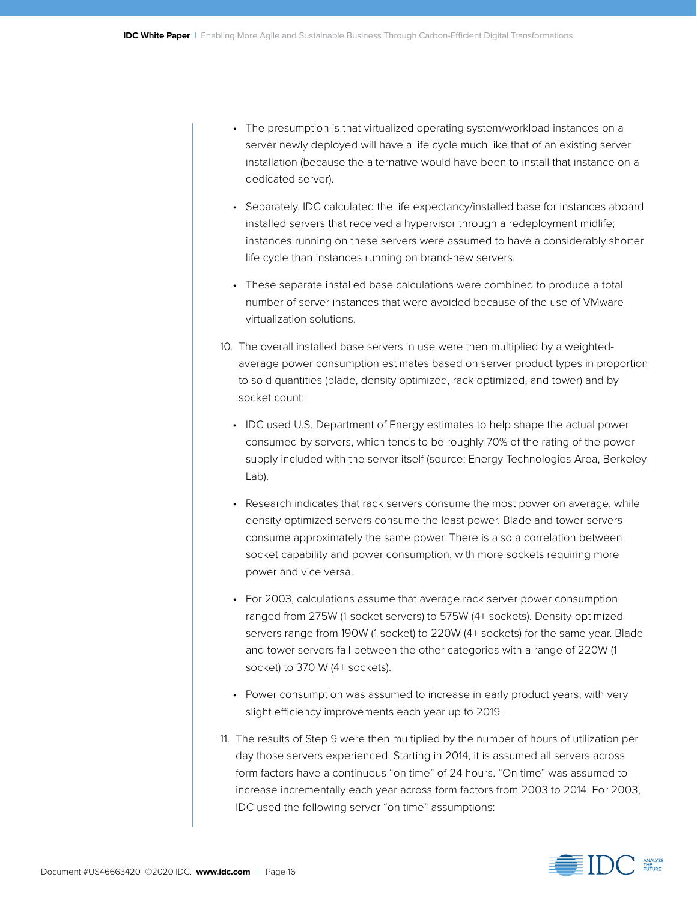- The presumption is that virtualized operating system/workload instances on a server newly deployed will have a life cycle much like that of an existing server installation (because the alternative would have been to install that instance on a dedicated server).
- Separately, IDC calculated the life expectancy/installed base for instances aboard installed servers that received a hypervisor through a redeployment midlife; instances running on these servers were assumed to have a considerably shorter life cycle than instances running on brand-new servers.
- These separate installed base calculations were combined to produce a total number of server instances that were avoided because of the use of VMware virtualization solutions.

10. The overall installed base servers in use were then multiplied by a weighted-average power consumption estimates based on server product types in proportion to sold quantities (blade, density optimized, rack optimized, and tower) and by socket count:
    - IDC used U.S. Department of Energy estimates to help shape the actual power consumed by servers, which tends to be roughly 70% of the rating of the power supply included with the server itself (source: Energy Technologies Area, Berkeley Lab).
    - Research indicates that rack servers consume the most power on average, while density-optimized servers consume the least power. Blade and tower servers consume approximately the same power. There is also a correlation between socket capability and power consumption, with more sockets requiring more power and vice versa.
    - For 2003, calculations assume that average rack server power consumption ranged from 275W (1-socket servers) to 575W (4+ sockets). Density-optimized servers range from 190W (1 socket) to 220W (4+ sockets) for the same year. Blade and tower servers fall between the other categories with a range of 220W (1 socket) to 370 W (4+ sockets).
    - Power consumption was assumed to increase in early product years, with very slight efficiency improvements each year up to 2019.
11. The results of Step 9 were then multiplied by the number of hours of utilization per day those servers experienced. Starting in 2014, it is assumed all servers across form factors have a continuous "on time" of 24 hours. "On time" was assumed to increase incrementally each year across form factors from 2003 to 2014. For 2003, IDC used the following server "on time" assumptions: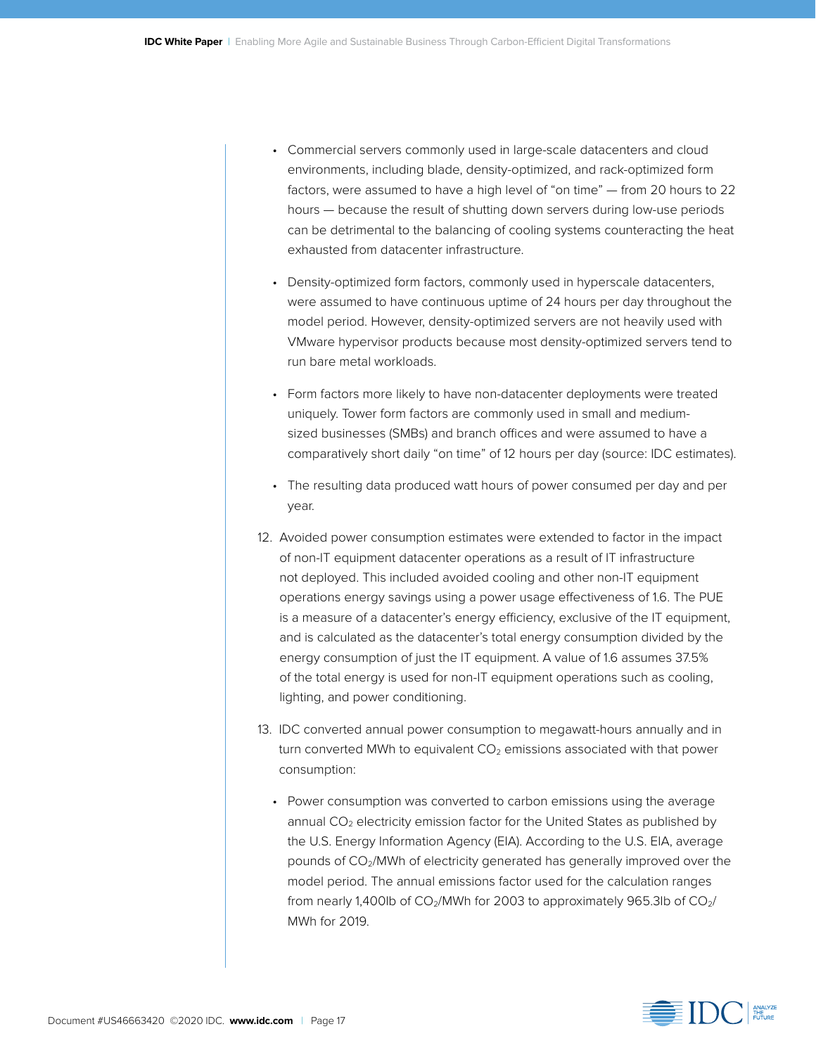- Commercial servers commonly used in large-scale datacenters and cloud environments, including blade, density-optimized, and rack-optimized form factors, were assumed to have a high level of "on time" — from 20 hours to 22 hours — because the result of shutting down servers during low-use periods can be detrimental to the balancing of cooling systems counteracting the heat exhausted from datacenter infrastructure.
- Density-optimized form factors, commonly used in hyperscale datacenters, were assumed to have continuous uptime of 24 hours per day throughout the model period. However, density-optimized servers are not heavily used with VMware hypervisor products because most density-optimized servers tend to run bare metal workloads.
- Form factors more likely to have non-datacenter deployments were treated uniquely. Tower form factors are commonly used in small and medium-sized businesses (SMBs) and branch offices and were assumed to have a comparatively short daily "on time" of 12 hours per day (source: IDC estimates).
- The resulting data produced watt hours of power consumed per day and per year.

12. Avoided power consumption estimates were extended to factor in the impact of non-IT equipment datacenter operations as a result of IT infrastructure not deployed. This included avoided cooling and other non-IT equipment operations energy savings using a power usage effectiveness of 1.6. The PUE is a measure of a datacenter's energy efficiency, exclusive of the IT equipment, and is calculated as the datacenter's total energy consumption divided by the energy consumption of just the IT equipment. A value of 1.6 assumes 37.5% of the total energy is used for non-IT equipment operations such as cooling, lighting, and power conditioning.
13. IDC converted annual power consumption to megawatt-hours annually and in turn converted MWh to equivalent $CO_2$ emissions associated with that power consumption:
    - Power consumption was converted to carbon emissions using the average annual $CO_2$ electricity emission factor for the United States as published by the U.S. Energy Information Agency (EIA). According to the U.S. EIA, average pounds of $CO_2$/MWh of electricity generated has generally improved over the model period. The annual emissions factor used for the calculation ranges from nearly 1,400lb of $CO_2$/MWh for 2003 to approximately 965.3lb of $CO_2$/MWh for 2019.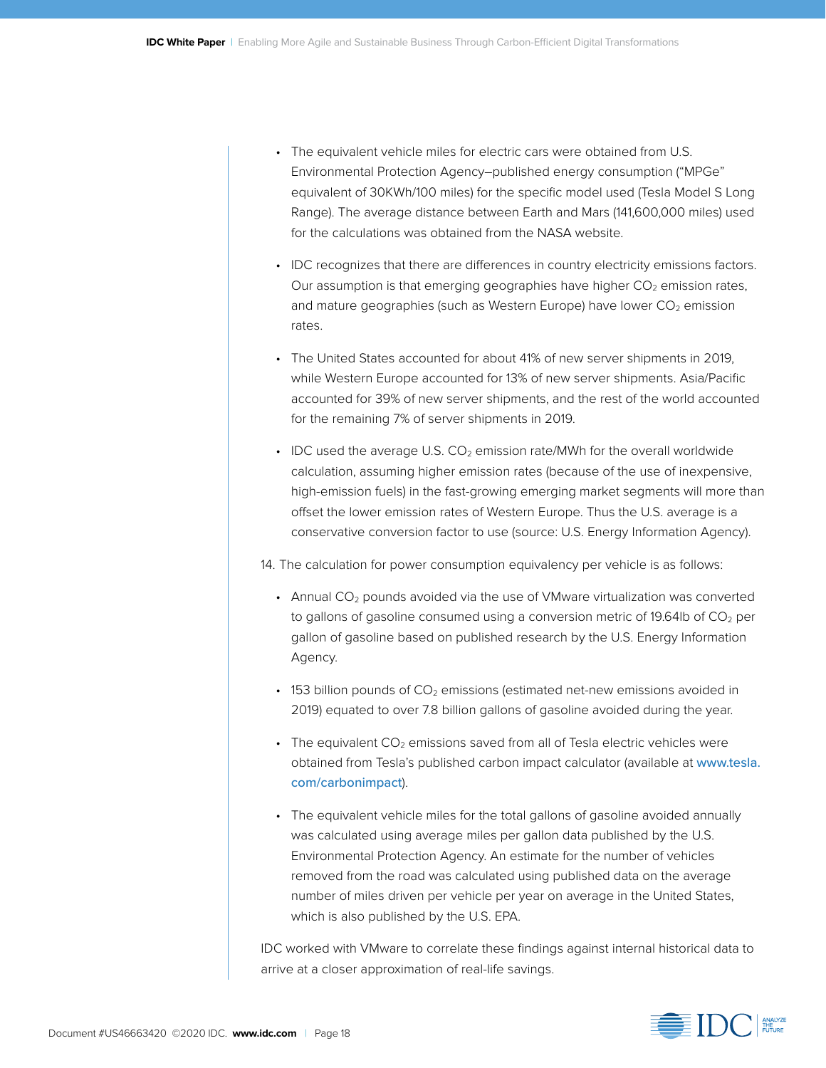- The equivalent vehicle miles for electric cars were obtained from U.S. Environmental Protection Agency–published energy consumption ("MPGe" equivalent of 30KWh/100 miles) for the specific model used (Tesla Model S Long Range). The average distance between Earth and Mars (141,600,000 miles) used for the calculations was obtained from the NASA website.
- IDC recognizes that there are differences in country electricity emissions factors. Our assumption is that emerging geographies have higher $CO_2$ emission rates, and mature geographies (such as Western Europe) have lower $CO_2$ emission rates.
- The United States accounted for about 41% of new server shipments in 2019, while Western Europe accounted for 13% of new server shipments. Asia/Pacific accounted for 39% of new server shipments, and the rest of the world accounted for the remaining 7% of server shipments in 2019.
- IDC used the average U.S. $CO_2$ emission rate/MWh for the overall worldwide calculation, assuming higher emission rates (because of the use of inexpensive, high-emission fuels) in the fast-growing emerging market segments will more than offset the lower emission rates of Western Europe. Thus the U.S. average is a conservative conversion factor to use (source: U.S. Energy Information Agency).

14. The calculation for power consumption equivalency per vehicle is as follows:

- Annual $CO_2$ pounds avoided via the use of VMware virtualization was converted to gallons of gasoline consumed using a conversion metric of 19.64lb of $CO_2$ per gallon of gasoline based on published research by the U.S. Energy Information Agency.
- 153 billion pounds of $CO_2$ emissions (estimated net-new emissions avoided in 2019) equated to over 7.8 billion gallons of gasoline avoided during the year.
- The equivalent $CO_2$ emissions saved from all of Tesla electric vehicles were obtained from Tesla's published carbon impact calculator (available at www.tesla.com/carbonimpact).
- The equivalent vehicle miles for the total gallons of gasoline avoided annually was calculated using average miles per gallon data published by the U.S. Environmental Protection Agency. An estimate for the number of vehicles removed from the road was calculated using published data on the average number of miles driven per vehicle per year on average in the United States, which is also published by the U.S. EPA.

IDC worked with VMware to correlate these findings against internal historical data to arrive at a closer approximation of real-life savings.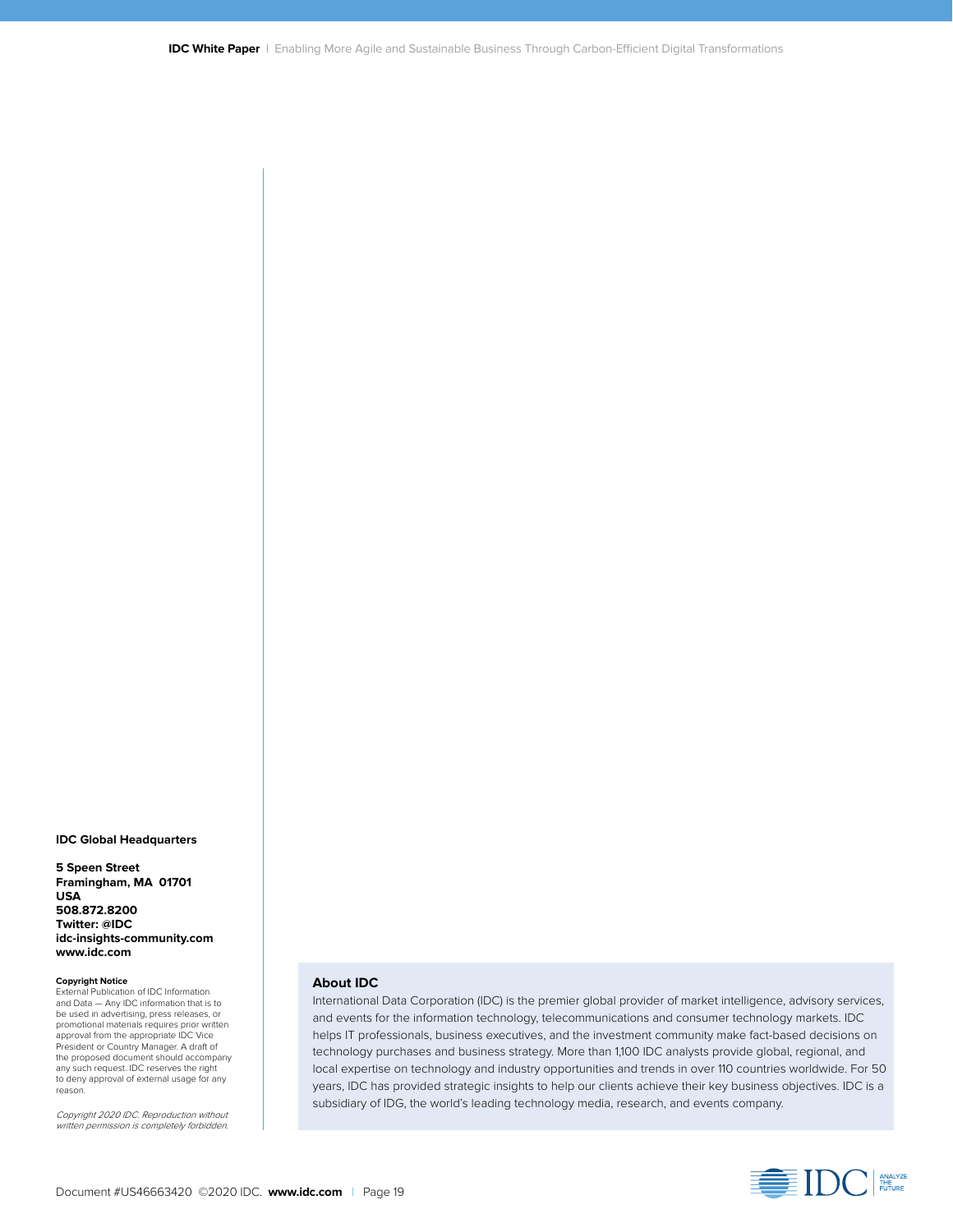**IDC Global Headquarters**

**5 Speen Street**
**Framingham, MA 01701**
**USA**
**508.872.8200**
**Twitter: @IDC**
**idc-insights-community.com**
**www.idc.com**

**Copyright Notice**
External Publication of IDC Information and Data — Any IDC information that is to be used in advertising, press releases, or promotional materials requires prior written approval from the appropriate IDC Vice President or Country Manager. A draft of the proposed document should accompany any such request. IDC reserves the right to deny approval of external usage for any reason.

*Copyright 2020 IDC. Reproduction without written permission is completely forbidden.*

## About IDC

International Data Corporation (IDC) is the premier global provider of market intelligence, advisory services, and events for the information technology, telecommunications and consumer technology markets. IDC helps IT professionals, business executives, and the investment community make fact-based decisions on technology purchases and business strategy. More than 1,100 IDC analysts provide global, regional, and local expertise on technology and industry opportunities and trends in over 110 countries worldwide. For 50 years, IDC has provided strategic insights to help our clients achieve their key business objectives. IDC is a subsidiary of IDG, the world's leading technology media, research, and events company.